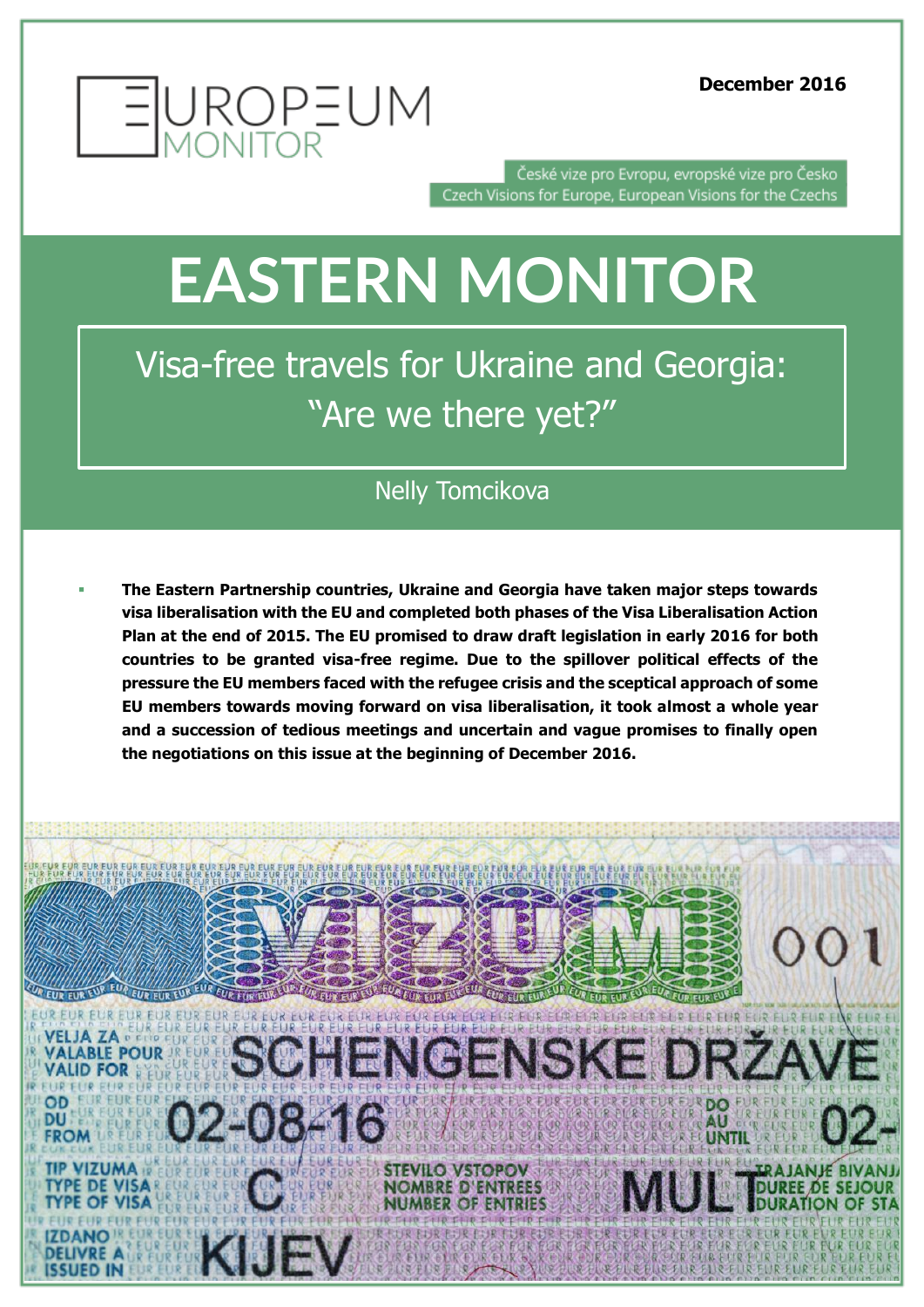EUROPEUM MONITOR

December 2016

České vize pro Evropu, evropské vize pro Česko
Czech Visions for Europe, European Visions for the Czechs

# EASTERN MONITOR

## Visa-free travels for Ukraine and Georgia: "Are we there yet?"

Nelly Tomcikova

- **The Eastern Partnership countries, Ukraine and Georgia have taken major steps towards visa liberalisation with the EU and completed both phases of the Visa Liberalisation Action Plan at the end of 2015. The EU promised to draw draft legislation in early 2016 for both countries to be granted visa-free regime. Due to the spillover political effects of the pressure the EU members faced with the refugee crisis and the sceptical approach of some EU members towards moving forward on visa liberalisation, it took almost a whole year and a succession of tedious meetings and uncertain and vague promises to finally open the negotiations on this issue at the beginning of December 2016.**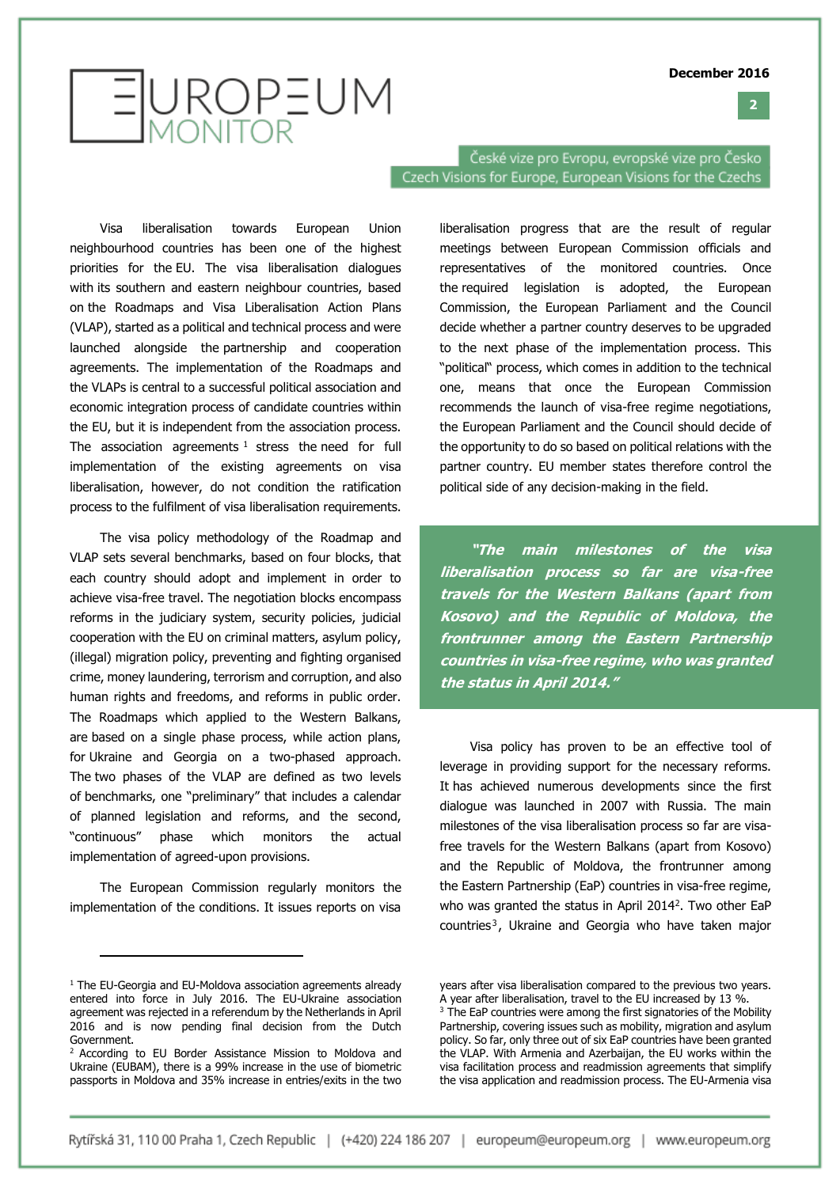Visa liberalisation towards European Union neighbourhood countries has been one of the highest priorities for the EU. The visa liberalisation dialogues with its southern and eastern neighbour countries, based on the Roadmaps and Visa Liberalisation Action Plans (VLAP), started as a political and technical process and were launched alongside the partnership and cooperation agreements. The implementation of the Roadmaps and the VLAPs is central to a successful political association and economic integration process of candidate countries within the EU, but it is independent from the association process. The association agreements [1] stress the need for full implementation of the existing agreements on visa liberalisation, however, do not condition the ratification process to the fulfilment of visa liberalisation requirements.

The visa policy methodology of the Roadmap and VLAP sets several benchmarks, based on four blocks, that each country should adopt and implement in order to achieve visa-free travel. The negotiation blocks encompass reforms in the judiciary system, security policies, judicial cooperation with the EU on criminal matters, asylum policy, (illegal) migration policy, preventing and fighting organised crime, money laundering, terrorism and corruption, and also human rights and freedoms, and reforms in public order. The Roadmaps which applied to the Western Balkans, are based on a single phase process, while action plans, for Ukraine and Georgia on a two-phased approach. The two phases of the VLAP are defined as two levels of benchmarks, one "preliminary" that includes a calendar of planned legislation and reforms, and the second, "continuous" phase which monitors the actual implementation of agreed-upon provisions.

The European Commission regularly monitors the implementation of the conditions. It issues reports on visa liberalisation progress that are the result of regular meetings between European Commission officials and representatives of the monitored countries. Once the required legislation is adopted, the European Commission, the European Parliament and the Council decide whether a partner country deserves to be upgraded to the next phase of the implementation process. This "political" process, which comes in addition to the technical one, means that once the European Commission recommends the launch of visa-free regime negotiations, the European Parliament and the Council should decide of the opportunity to do so based on political relations with the partner country. EU member states therefore control the political side of any decision-making in the field.

> ***"The main milestones of the visa liberalisation process so far are visa-free travels for the Western Balkans (apart from Kosovo) and the Republic of Moldova, the frontrunner among the Eastern Partnership countries in visa-free regime, who was granted the status in April 2014."***

Visa policy has proven to be an effective tool of leverage in providing support for the necessary reforms. It has achieved numerous developments since the first dialogue was launched in 2007 with Russia. The main milestones of the visa liberalisation process so far are visa-free travels for the Western Balkans (apart from Kosovo) and the Republic of Moldova, the frontrunner among the Eastern Partnership (EaP) countries in visa-free regime, who was granted the status in April 2014[2]. Two other EaP countries[3], Ukraine and Georgia who have taken major

---

[1] The EU-Georgia and EU-Moldova association agreements already entered into force in July 2016. The EU-Ukraine association agreement was rejected in a referendum by the Netherlands in April 2016 and is now pending final decision from the Dutch Government.

[2] According to EU Border Assistance Mission to Moldova and Ukraine (EUBAM), there is a 99% increase in the use of biometric passports in Moldova and 35% increase in entries/exits in the two years after visa liberalisation compared to the previous two years. A year after liberalisation, travel to the EU increased by 13 %.

[3] The EaP countries were among the first signatories of the Mobility Partnership, covering issues such as mobility, migration and asylum policy. So far, only three out of six EaP countries have been granted the VLAP. With Armenia and Azerbaijan, the EU works within the visa facilitation process and readmission agreements that simplify the visa application and readmission process. The EU-Armenia visa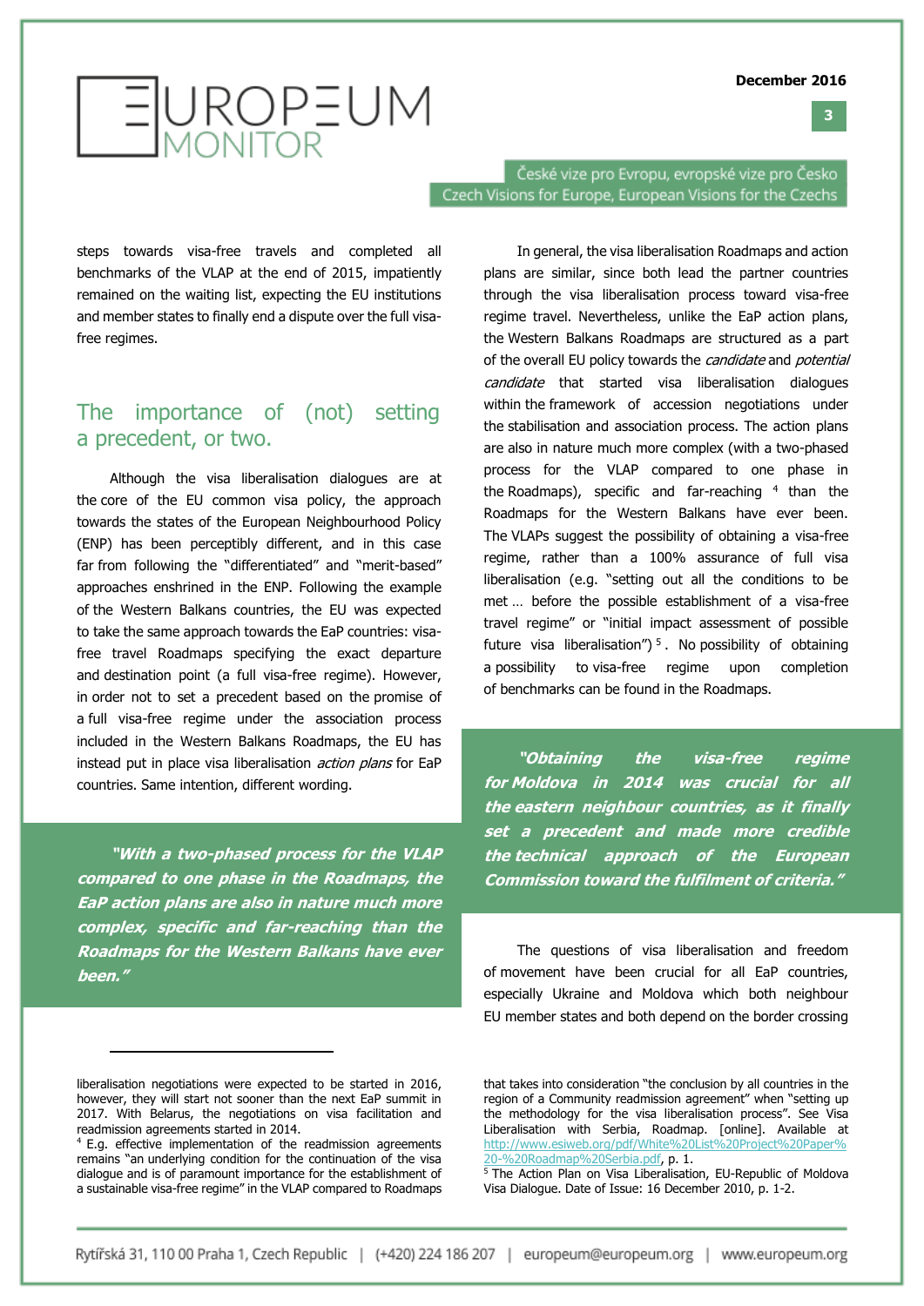steps towards visa-free travels and completed all benchmarks of the VLAP at the end of 2015, impatiently remained on the waiting list, expecting the EU institutions and member states to finally end a dispute over the full visa-free regimes.

## The importance of (not) setting a precedent, or two.

Although the visa liberalisation dialogues are at the core of the EU common visa policy, the approach towards the states of the European Neighbourhood Policy (ENP) has been perceptibly different, and in this case far from following the "differentiated" and "merit-based" approaches enshrined in the ENP. Following the example of the Western Balkans countries, the EU was expected to take the same approach towards the EaP countries: visa-free travel Roadmaps specifying the exact departure and destination point (a full visa-free regime). However, in order not to set a precedent based on the promise of a full visa-free regime under the association process included in the Western Balkans Roadmaps, the EU has instead put in place visa liberalisation *action plans* for EaP countries. Same intention, different wording.

> ***"With a two-phased process for the VLAP compared to one phase in the Roadmaps, the EaP action plans are also in nature much more complex, specific and far-reaching than the Roadmaps for the Western Balkans have ever been."***

In general, the visa liberalisation Roadmaps and action plans are similar, since both lead the partner countries through the visa liberalisation process toward visa-free regime travel. Nevertheless, unlike the EaP action plans, the Western Balkans Roadmaps are structured as a part of the overall EU policy towards the *candidate* and *potential candidate* that started visa liberalisation dialogues within the framework of accession negotiations under the stabilisation and association process. The action plans are also in nature much more complex (with a two-phased process for the VLAP compared to one phase in the Roadmaps), specific and far-reaching [4] than the Roadmaps for the Western Balkans have ever been. The VLAPs suggest the possibility of obtaining a visa-free regime, rather than a 100% assurance of full visa liberalisation (e.g. "setting out all the conditions to be met … before the possible establishment of a visa-free travel regime" or "initial impact assessment of possible future visa liberalisation") [5]. No possibility of obtaining a possibility to visa-free regime upon completion of benchmarks can be found in the Roadmaps.

> ***"Obtaining the visa-free regime for Moldova in 2014 was crucial for all the eastern neighbour countries, as it finally set a precedent and made more credible the technical approach of the European Commission toward the fulfilment of criteria."***

The questions of visa liberalisation and freedom of movement have been crucial for all EaP countries, especially Ukraine and Moldova which both neighbour EU member states and both depend on the border crossing

---

liberalisation negotiations were expected to be started in 2016, however, they will start not sooner than the next EaP summit in 2017. With Belarus, the negotiations on visa facilitation and readmission agreements started in 2014.

[4] E.g. effective implementation of the readmission agreements remains "an underlying condition for the continuation of the visa dialogue and is of paramount importance for the establishment of a sustainable visa-free regime" in the VLAP compared to Roadmaps that takes into consideration "the conclusion by all countries in the region of a Community readmission agreement" when "setting up the methodology for the visa liberalisation process". See Visa Liberalisation with Serbia, Roadmap. [online]. Available at http://www.esiweb.org/pdf/White%20List%20Project%20Paper%20-%20Roadmap%20Serbia.pdf, p. 1.

[5] The Action Plan on Visa Liberalisation, EU-Republic of Moldova Visa Dialogue. Date of Issue: 16 December 2010, p. 1-2.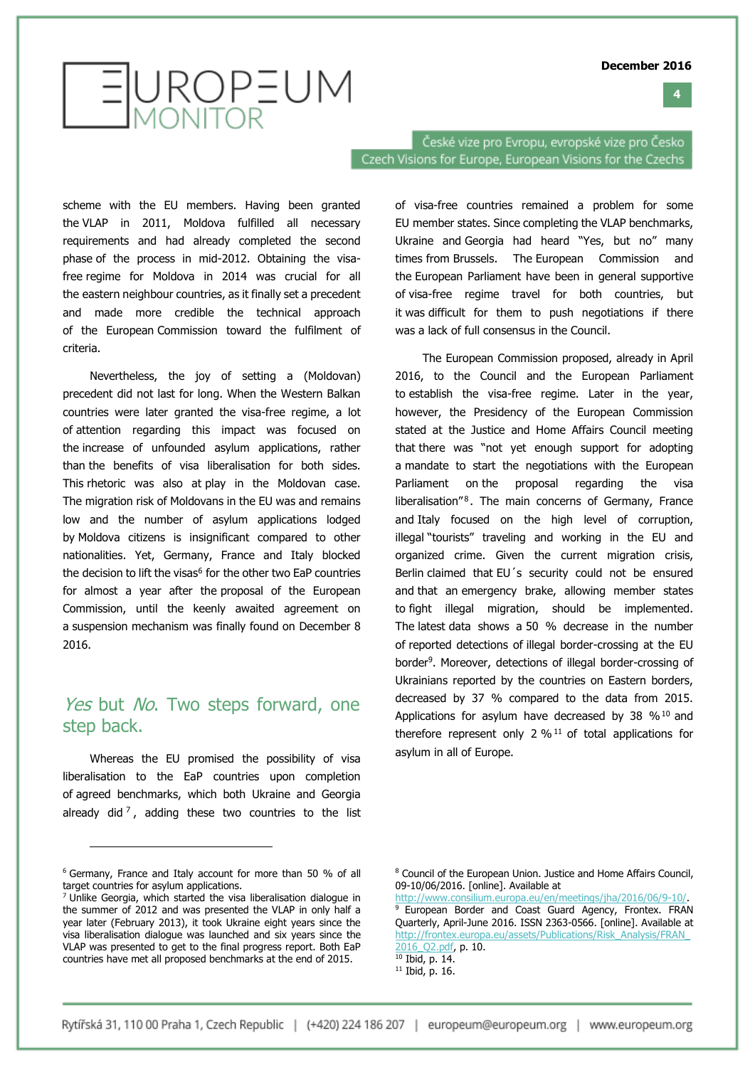scheme with the EU members. Having been granted the VLAP in 2011, Moldova fulfilled all necessary requirements and had already completed the second phase of the process in mid-2012. Obtaining the visa-free regime for Moldova in 2014 was crucial for all the eastern neighbour countries, as it finally set a precedent and made more credible the technical approach of the European Commission toward the fulfilment of criteria.

Nevertheless, the joy of setting a (Moldovan) precedent did not last for long. When the Western Balkan countries were later granted the visa-free regime, a lot of attention regarding this impact was focused on the increase of unfounded asylum applications, rather than the benefits of visa liberalisation for both sides. This rhetoric was also at play in the Moldovan case. The migration risk of Moldovans in the EU was and remains low and the number of asylum applications lodged by Moldova citizens is insignificant compared to other nationalities. Yet, Germany, France and Italy blocked the decision to lift the visas[6] for the other two EaP countries for almost a year after the proposal of the European Commission, until the keenly awaited agreement on a suspension mechanism was finally found on December 8 2016.

## *Yes* but *No*. Two steps forward, one step back.

Whereas the EU promised the possibility of visa liberalisation to the EaP countries upon completion of agreed benchmarks, which both Ukraine and Georgia already did[7], adding these two countries to the list of visa-free countries remained a problem for some EU member states. Since completing the VLAP benchmarks, Ukraine and Georgia had heard "Yes, but no" many times from Brussels. The European Commission and the European Parliament have been in general supportive of visa-free regime travel for both countries, but it was difficult for them to push negotiations if there was a lack of full consensus in the Council.

The European Commission proposed, already in April 2016, to the Council and the European Parliament to establish the visa-free regime. Later in the year, however, the Presidency of the European Commission stated at the Justice and Home Affairs Council meeting that there was "not yet enough support for adopting a mandate to start the negotiations with the European Parliament on the proposal regarding the visa liberalisation"[8]. The main concerns of Germany, France and Italy focused on the high level of corruption, illegal "tourists" traveling and working in the EU and organized crime. Given the current migration crisis, Berlin claimed that EU´s security could not be ensured and that an emergency brake, allowing member states to fight illegal migration, should be implemented. The latest data shows a 50 % decrease in the number of reported detections of illegal border-crossing at the EU border[9]. Moreover, detections of illegal border-crossing of Ukrainians reported by the countries on Eastern borders, decreased by 37 % compared to the data from 2015. Applications for asylum have decreased by 38 %[10] and therefore represent only 2 %[11] of total applications for asylum in all of Europe.

---

[6] Germany, France and Italy account for more than 50 % of all target countries for asylum applications.

[7] Unlike Georgia, which started the visa liberalisation dialogue in the summer of 2012 and was presented the VLAP in only half a year later (February 2013), it took Ukraine eight years since the visa liberalisation dialogue was launched and six years since the VLAP was presented to get to the final progress report. Both EaP countries have met all proposed benchmarks at the end of 2015.

[8] Council of the European Union. Justice and Home Affairs Council, 09-10/06/2016. [online]. Available at http://www.consilium.europa.eu/en/meetings/jha/2016/06/9-10/.

[9] European Border and Coast Guard Agency, Frontex. FRAN Quarterly, April-June 2016. ISSN 2363-0566. [online]. Available at http://frontex.europa.eu/assets/Publications/Risk_Analysis/FRAN_2016_Q2.pdf, p. 10.

[10] Ibid, p. 14.

[11] Ibid, p. 16.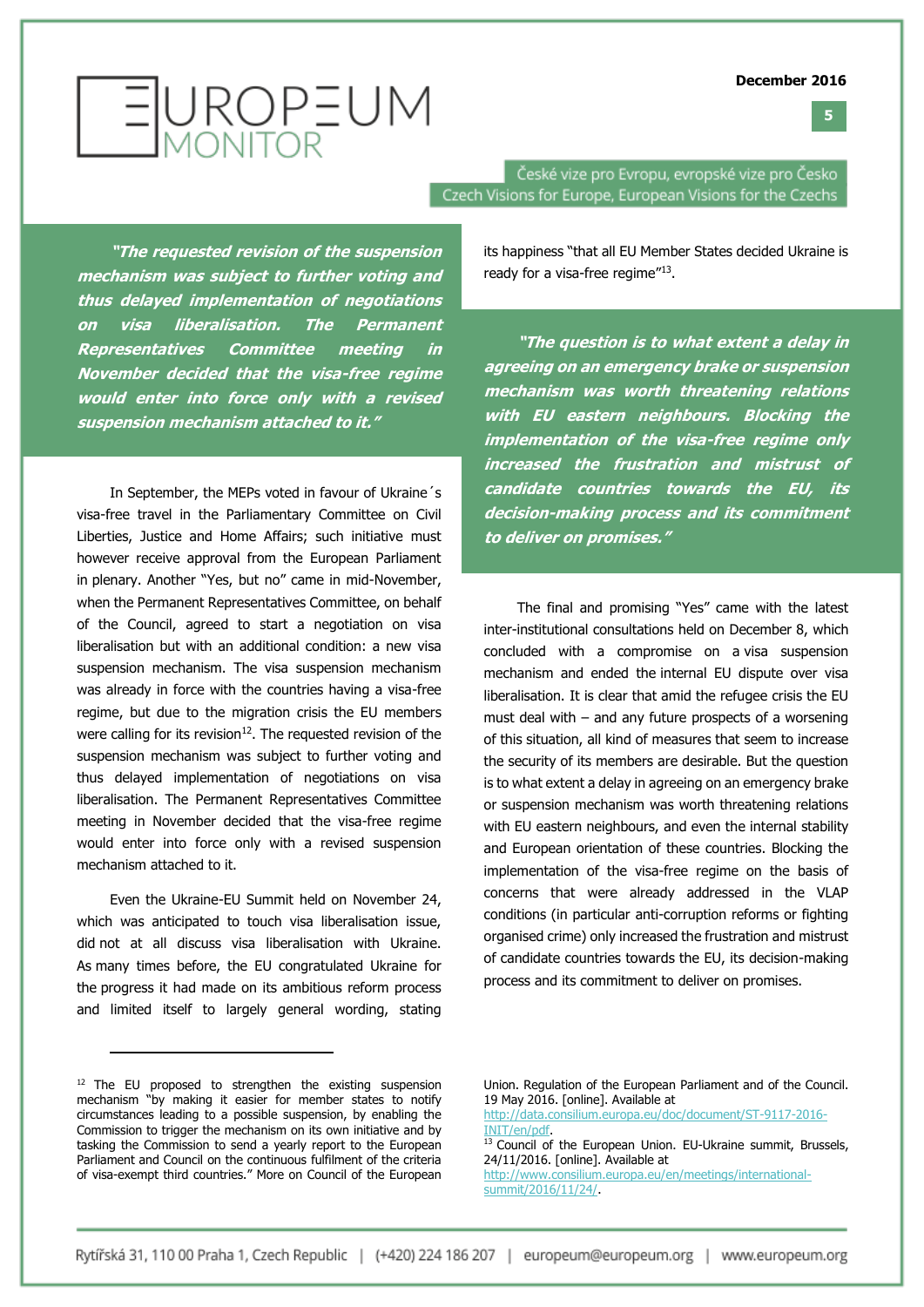*"The requested revision of the suspension mechanism was subject to further voting and thus delayed implementation of negotiations on visa liberalisation. The Permanent Representatives Committee meeting in November decided that the visa-free regime would enter into force only with a revised suspension mechanism attached to it."*

In September, the MEPs voted in favour of Ukraine´s visa-free travel in the Parliamentary Committee on Civil Liberties, Justice and Home Affairs; such initiative must however receive approval from the European Parliament in plenary. Another "Yes, but no" came in mid-November, when the Permanent Representatives Committee, on behalf of the Council, agreed to start a negotiation on visa liberalisation but with an additional condition: a new visa suspension mechanism. The visa suspension mechanism was already in force with the countries having a visa-free regime, but due to the migration crisis the EU members were calling for its revision[12]. The requested revision of the suspension mechanism was subject to further voting and thus delayed implementation of negotiations on visa liberalisation. The Permanent Representatives Committee meeting in November decided that the visa-free regime would enter into force only with a revised suspension mechanism attached to it.

Even the Ukraine-EU Summit held on November 24, which was anticipated to touch visa liberalisation issue, did not at all discuss visa liberalisation with Ukraine. As many times before, the EU congratulated Ukraine for the progress it had made on its ambitious reform process and limited itself to largely general wording, stating its happiness "that all EU Member States decided Ukraine is ready for a visa-free regime"[13].

*"The question is to what extent a delay in agreeing on an emergency brake or suspension mechanism was worth threatening relations with EU eastern neighbours. Blocking the implementation of the visa-free regime only increased the frustration and mistrust of candidate countries towards the EU, its decision-making process and its commitment to deliver on promises."*

The final and promising "Yes" came with the latest inter-institutional consultations held on December 8, which concluded with a compromise on a visa suspension mechanism and ended the internal EU dispute over visa liberalisation. It is clear that amid the refugee crisis the EU must deal with – and any future prospects of a worsening of this situation, all kind of measures that seem to increase the security of its members are desirable. But the question is to what extent a delay in agreeing on an emergency brake or suspension mechanism was worth threatening relations with EU eastern neighbours, and even the internal stability and European orientation of these countries. Blocking the implementation of the visa-free regime on the basis of concerns that were already addressed in the VLAP conditions (in particular anti-corruption reforms or fighting organised crime) only increased the frustration and mistrust of candidate countries towards the EU, its decision-making process and its commitment to deliver on promises.

---

[12] The EU proposed to strengthen the existing suspension mechanism "by making it easier for member states to notify circumstances leading to a possible suspension, by enabling the Commission to trigger the mechanism on its own initiative and by tasking the Commission to send a yearly report to the European Parliament and Council on the continuous fulfilment of the criteria of visa-exempt third countries." More on Council of the European Union. Regulation of the European Parliament and of the Council. 19 May 2016. [online]. Available at http://data.consilium.europa.eu/doc/document/ST-9117-2016-INIT/en/pdf.

[13] Council of the European Union. EU-Ukraine summit, Brussels, 24/11/2016. [online]. Available at http://www.consilium.europa.eu/en/meetings/international-summit/2016/11/24/.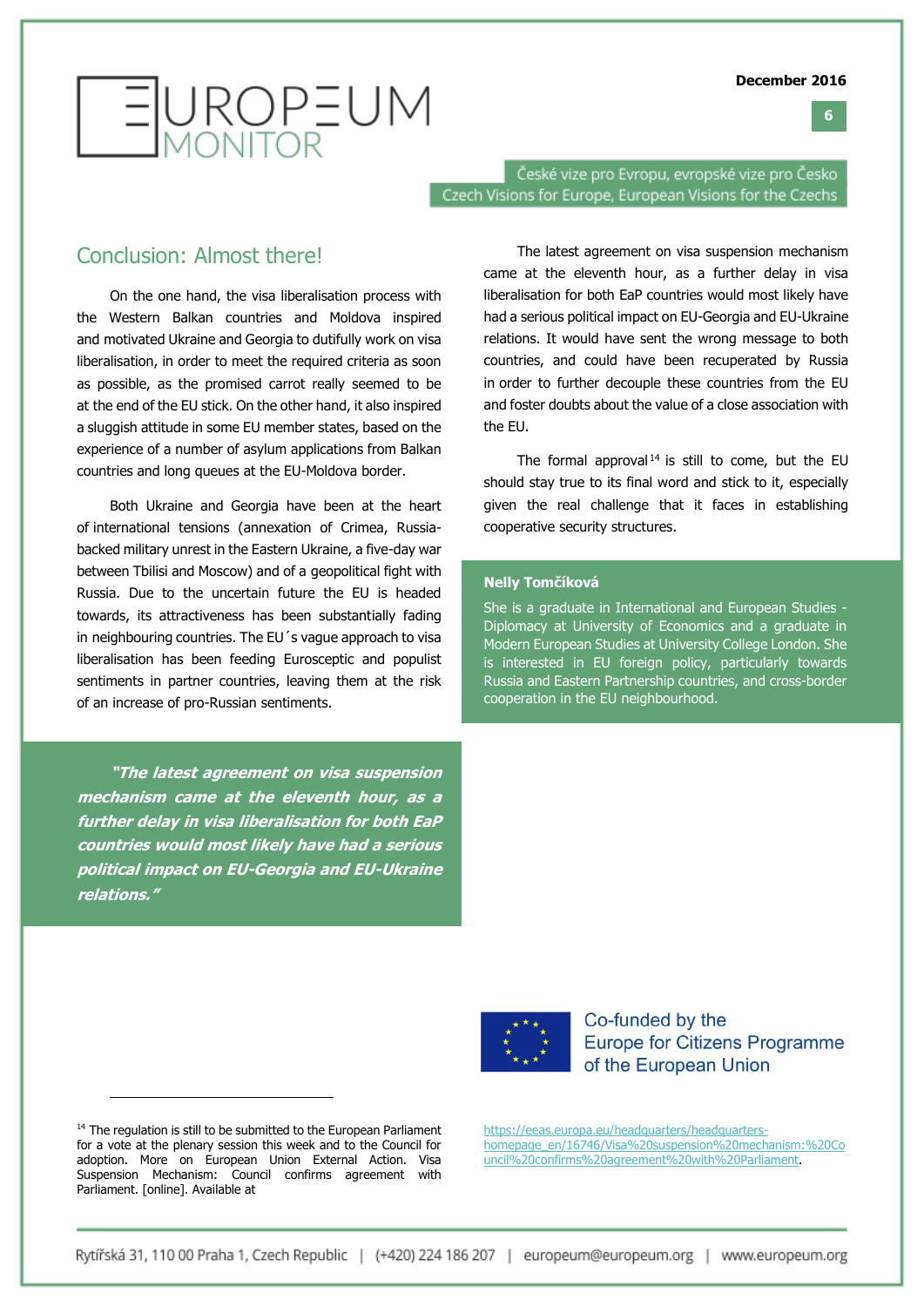## Conclusion: Almost there!

On the one hand, the visa liberalisation process with the Western Balkan countries and Moldova inspired and motivated Ukraine and Georgia to dutifully work on visa liberalisation, in order to meet the required criteria as soon as possible, as the promised carrot really seemed to be at the end of the EU stick. On the other hand, it also inspired a sluggish attitude in some EU member states, based on the experience of a number of asylum applications from Balkan countries and long queues at the EU-Moldova border.

Both Ukraine and Georgia have been at the heart of international tensions (annexation of Crimea, Russia-backed military unrest in the Eastern Ukraine, a five-day war between Tbilisi and Moscow) and of a geopolitical fight with Russia. Due to the uncertain future the EU is headed towards, its attractiveness has been substantially fading in neighbouring countries. The EU´s vague approach to visa liberalisation has been feeding Eurosceptic and populist sentiments in partner countries, leaving them at the risk of an increase of pro-Russian sentiments.

> ***"The latest agreement on visa suspension mechanism came at the eleventh hour, as a further delay in visa liberalisation for both EaP countries would most likely have had a serious political impact on EU-Georgia and EU-Ukraine relations."***

The latest agreement on visa suspension mechanism came at the eleventh hour, as a further delay in visa liberalisation for both EaP countries would most likely have had a serious political impact on EU-Georgia and EU-Ukraine relations. It would have sent the wrong message to both countries, and could have been recuperated by Russia in order to further decouple these countries from the EU and foster doubts about the value of a close association with the EU.

The formal approval[14] is still to come, but the EU should stay true to its final word and stick to it, especially given the real challenge that it faces in establishing cooperative security structures.

**Nelly Tomčíková**

She is a graduate in International and European Studies - Diplomacy at University of Economics and a graduate in Modern European Studies at University College London. She is interested in EU foreign policy, particularly towards Russia and Eastern Partnership countries, and cross-border cooperation in the EU neighbourhood.

Co-funded by the Europe for Citizens Programme of the European Union

---

[14] The regulation is still to be submitted to the European Parliament for a vote at the plenary session this week and to the Council for adoption. More on European Union External Action. Visa Suspension Mechanism: Council confirms agreement with Parliament. [online]. Available at https://eeas.europa.eu/headquarters/headquarters-homepage_en/16746/Visa%20suspension%20mechanism:%20Council%20confirms%20agreement%20with%20Parliament.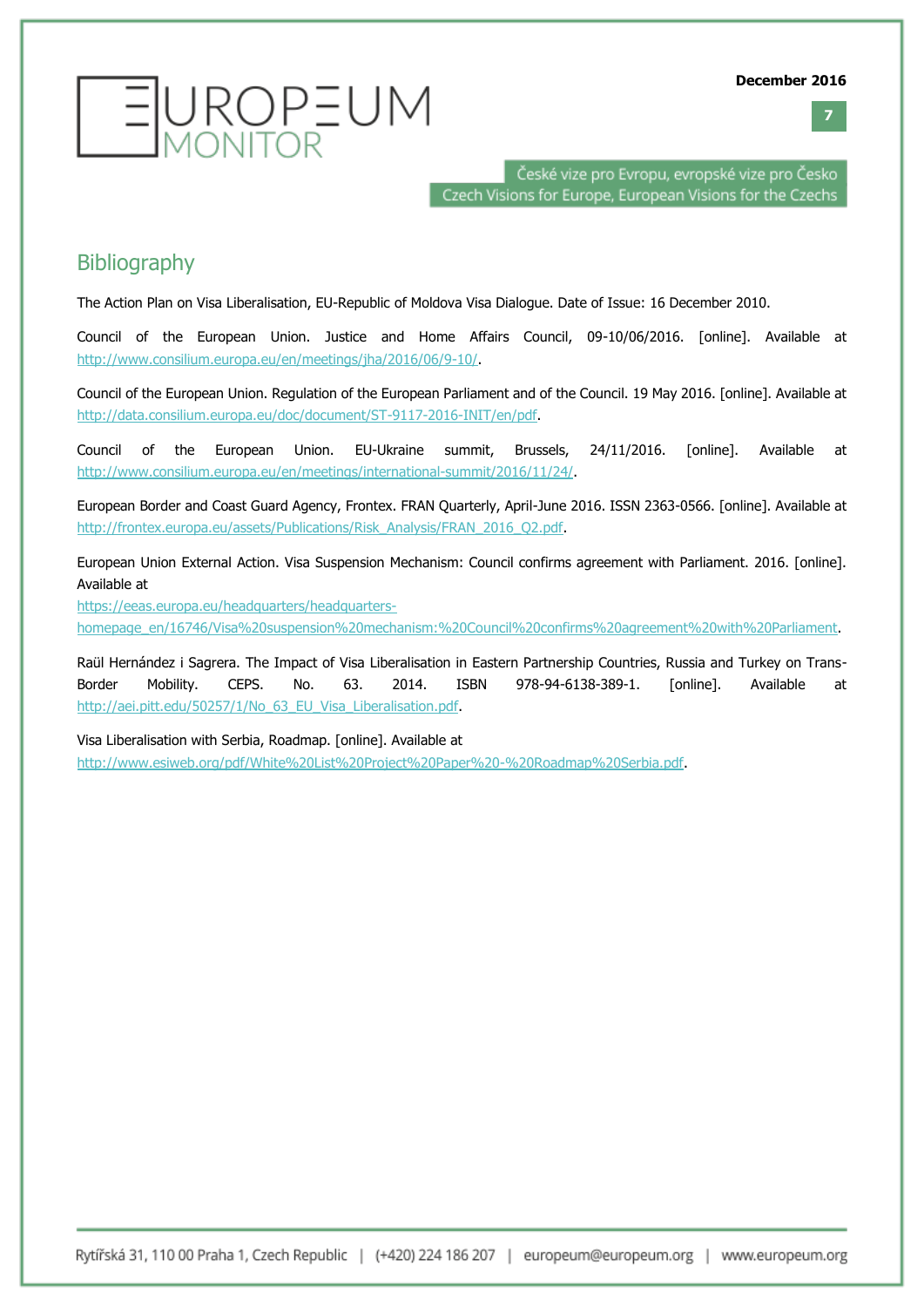## Bibliography

The Action Plan on Visa Liberalisation, EU-Republic of Moldova Visa Dialogue. Date of Issue: 16 December 2010.

Council of the European Union. Justice and Home Affairs Council, 09-10/06/2016. [online]. Available at http://www.consilium.europa.eu/en/meetings/jha/2016/06/9-10/.

Council of the European Union. Regulation of the European Parliament and of the Council. 19 May 2016. [online]. Available at http://data.consilium.europa.eu/doc/document/ST-9117-2016-INIT/en/pdf.

Council of the European Union. EU-Ukraine summit, Brussels, 24/11/2016. [online]. Available at http://www.consilium.europa.eu/en/meetings/international-summit/2016/11/24/.

European Border and Coast Guard Agency, Frontex. FRAN Quarterly, April-June 2016. ISSN 2363-0566. [online]. Available at http://frontex.europa.eu/assets/Publications/Risk_Analysis/FRAN_2016_Q2.pdf.

European Union External Action. Visa Suspension Mechanism: Council confirms agreement with Parliament. 2016. [online]. Available at https://eeas.europa.eu/headquarters/headquarters-homepage_en/16746/Visa%20suspension%20mechanism:%20Council%20confirms%20agreement%20with%20Parliament.

Raül Hernández i Sagrera. The Impact of Visa Liberalisation in Eastern Partnership Countries, Russia and Turkey on Trans-Border Mobility. CEPS. No. 63. 2014. ISBN 978-94-6138-389-1. [online]. Available at http://aei.pitt.edu/50257/1/No_63_EU_Visa_Liberalisation.pdf.

Visa Liberalisation with Serbia, Roadmap. [online]. Available at http://www.esiweb.org/pdf/White%20List%20Project%20Paper%20-%20Roadmap%20Serbia.pdf.